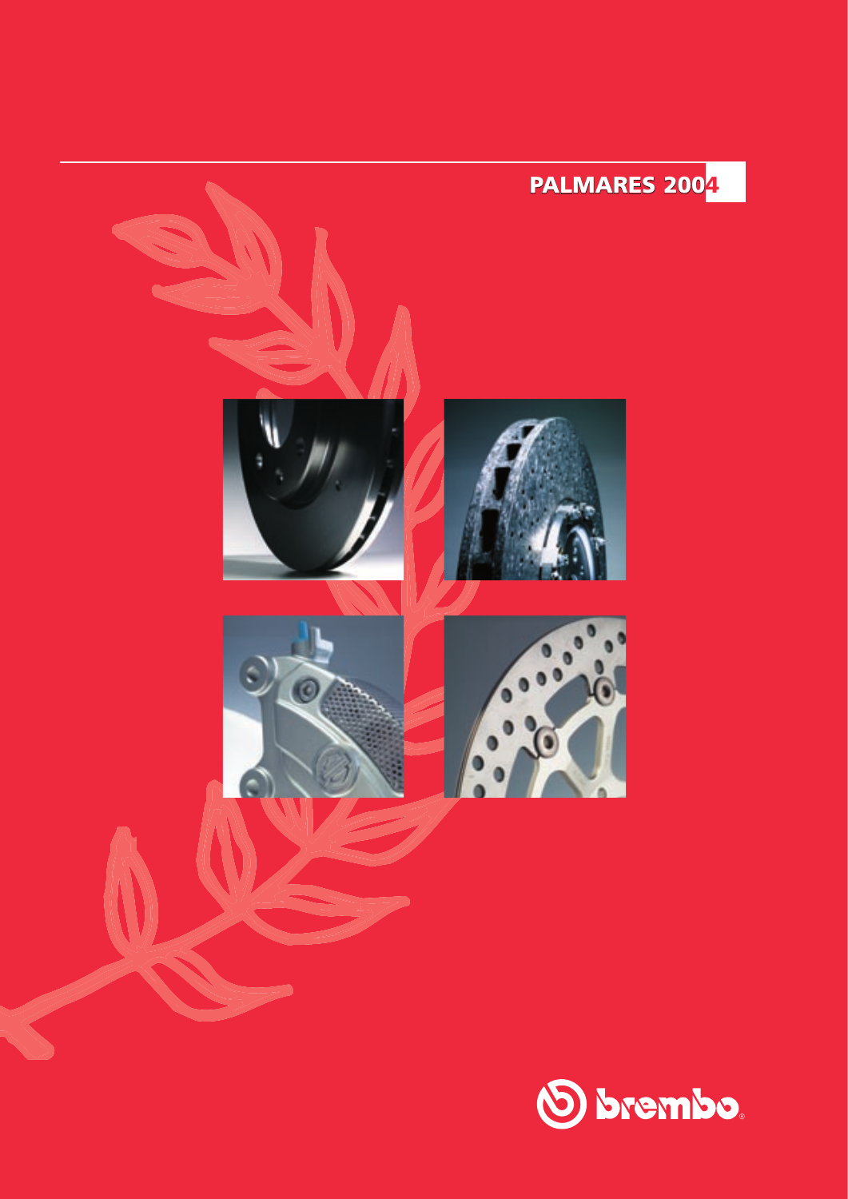# PALMARES 2004

brembo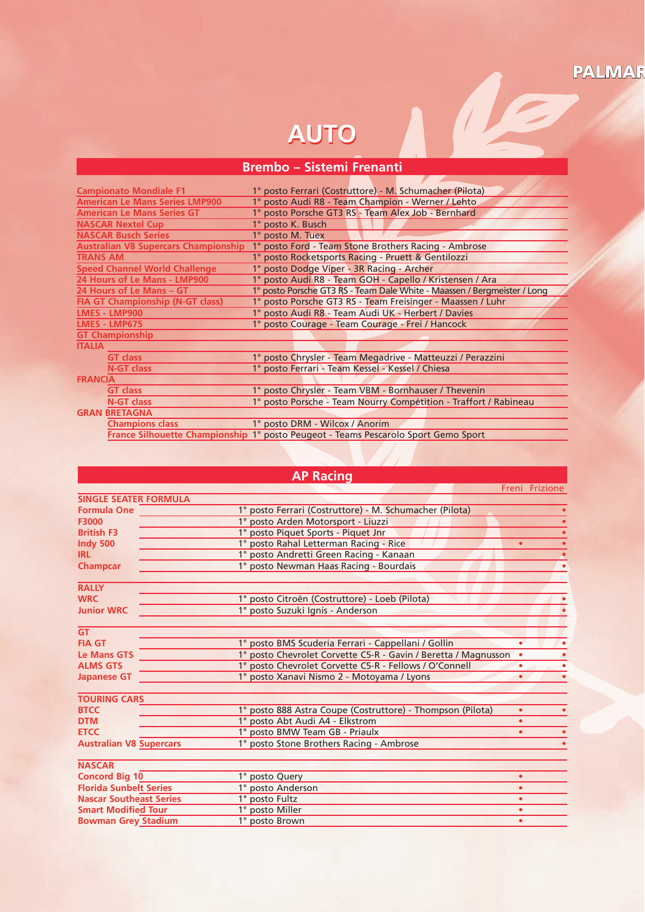# AUTO

## Brembo – Sistemi Frenanti

| | |
|---|---|
| Campionato Mondiale F1 | 1° posto Ferrari (Costruttore) - M. Schumacher (Pilota) |
| American Le Mans Series LMP900 | 1° posto Audi R8 - Team Champion - Werner / Lehto |
| American Le Mans Series GT | 1° posto Porsche GT3 RS - Team Alex Job - Bernhard |
| NASCAR Nextel Cup | 1° posto K. Busch |
| NASCAR Busch Series | 1° posto M. Tuex |
| Australian V8 Supercars Championship | 1° posto Ford - Team Stone Brothers Racing - Ambrose |
| TRANS AM | 1° posto Rocketsports Racing - Pruett & Gentilozzi |
| Speed Channel World Challenge | 1° posto Dodge Viper - 3R Racing - Archer |
| 24 Hours of Le Mans - LMP900 | 1° posto Audi R8 - Team GOH - Capello / Kristensen / Ara |
| 24 Hours of Le Mans – GT | 1° posto Porsche GT3 RS - Team Dale White - Maassen / Bergmeister / Long |
| FIA GT Championship (N-GT class) | 1° posto Porsche GT3 RS - Team Freisinger - Maassen / Luhr |
| LMES - LMP900 | 1° posto Audi R8 - Team Audi UK - Herbert / Davies |
| LMES - LMP675 | 1° posto Courage - Team Courage - Frei / Hancock |
| GT Championship | |
| ITALIA | |
| GT class | 1° posto Chrysler - Team Megadrive - Matteuzzi / Perazzini |
| N-GT class | 1° posto Ferrari - Team Kessel - Kessel / Chiesa |
| FRANCIA | |
| GT class | 1° posto Chrysler - Team VBM - Bornhauser / Thevenin |
| N-GT class | 1° posto Porsche - Team Nourry Compétition - Traffort / Rabineau |
| GRAN BRETAGNA | |
| Champions class | 1° posto DRM - Wilcox / Anorim |
| France Silhouette Championship | 1° posto Peugeot - Teams Pescarolo Sport Gemo Sport |

## AP Racing

| | | Freni | Frizione |
|---|---|---|---|
| **SINGLE SEATER FORMULA** | | | |
| Formula One | 1° posto Ferrari (Costruttore) - M. Schumacher (Pilota) | | • |
| F3000 | 1° posto Arden Motorsport - Liuzzi | | • |
| British F3 | 1° posto Piquet Sports - Piquet Jnr | | • |
| Indy 500 | 1° posto Rahal Letterman Racing - Rice | • | • |
| IRL | 1° posto Andretti Green Racing - Kanaan | | • |
| Champcar | 1° posto Newman Haas Racing - Bourdais | | • |
| **RALLY** | | | |
| WRC | 1° posto Citroën (Costruttore) - Loeb (Pilota) | | • |
| Junior WRC | 1° posto Suzuki Ignis - Anderson | | • |
| **GT** | | | |
| FIA GT | 1° posto BMS Scuderia Ferrari - Cappellani / Gollin | • | • |
| Le Mans GTS | 1° posto Chevrolet Corvette C5-R - Gavin / Beretta / Magnusson | • | • |
| ALMS GTS | 1° posto Chevrolet Corvette C5-R - Fellows / O'Connell | • | • |
| Japanese GT | 1° posto Xanavi Nismo 2 - Motoyama / Lyons | • | • |
| **TOURING CARS** | | | |
| BTCC | 1° posto 888 Astra Coupe (Costruttore) - Thompson (Pilota) | • | • |
| DTM | 1° posto Abt Audi A4 - Elkstrom | • | |
| ETCC | 1° posto BMW Team GB - Priaulx | • | • |
| Australian V8 Supercars | 1° posto Stone Brothers Racing - Ambrose | | • |
| **NASCAR** | | | |
| Concord Big 10 | 1° posto Query | • | |
| Florida Sunbelt Series | 1° posto Anderson | • | |
| Nascar Southeast Series | 1° posto Fultz | • | |
| Smart Modified Tour | 1° posto Miller | • | |
| Bowman Grey Stadium | 1° posto Brown | • | |